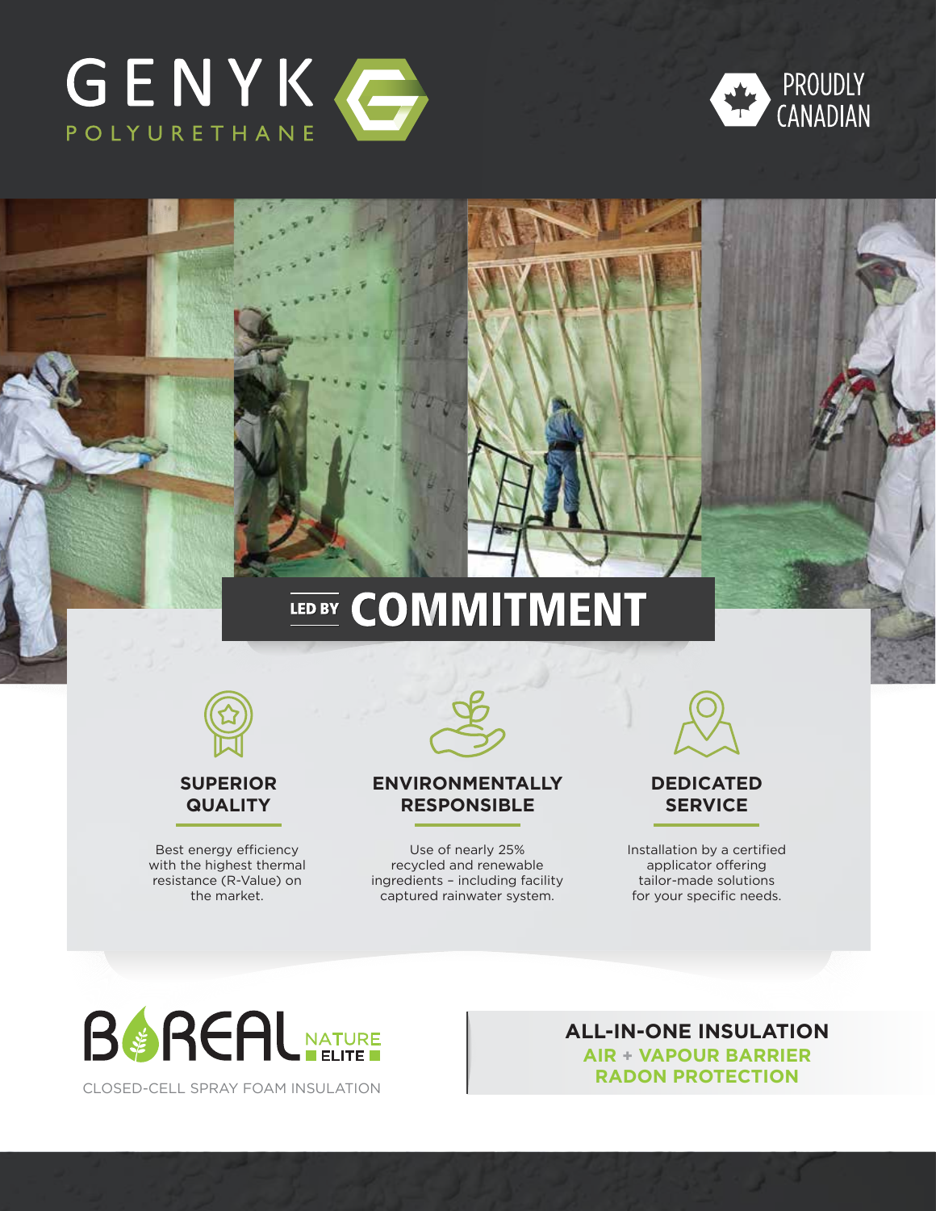# GENYK POLYURETHANE

PROUDLY CANADIAN

## LED BY COMMITMENT

### SUPERIOR QUALITY

Best energy efficiency with the highest thermal resistance (R-Value) on the market.

### ENVIRONMENTALLY RESPONSIBLE

Use of nearly 25% recycled and renewable ingredients – including facility captured rainwater system.

### DEDICATED SERVICE

Installation by a certified applicator offering tailor-made solutions for your specific needs.

## BOREAL NATURE ELITE

CLOSED-CELL SPRAY FOAM INSULATION

**ALL-IN-ONE INSULATION**
**AIR + VAPOUR BARRIER**
**RADON PROTECTION**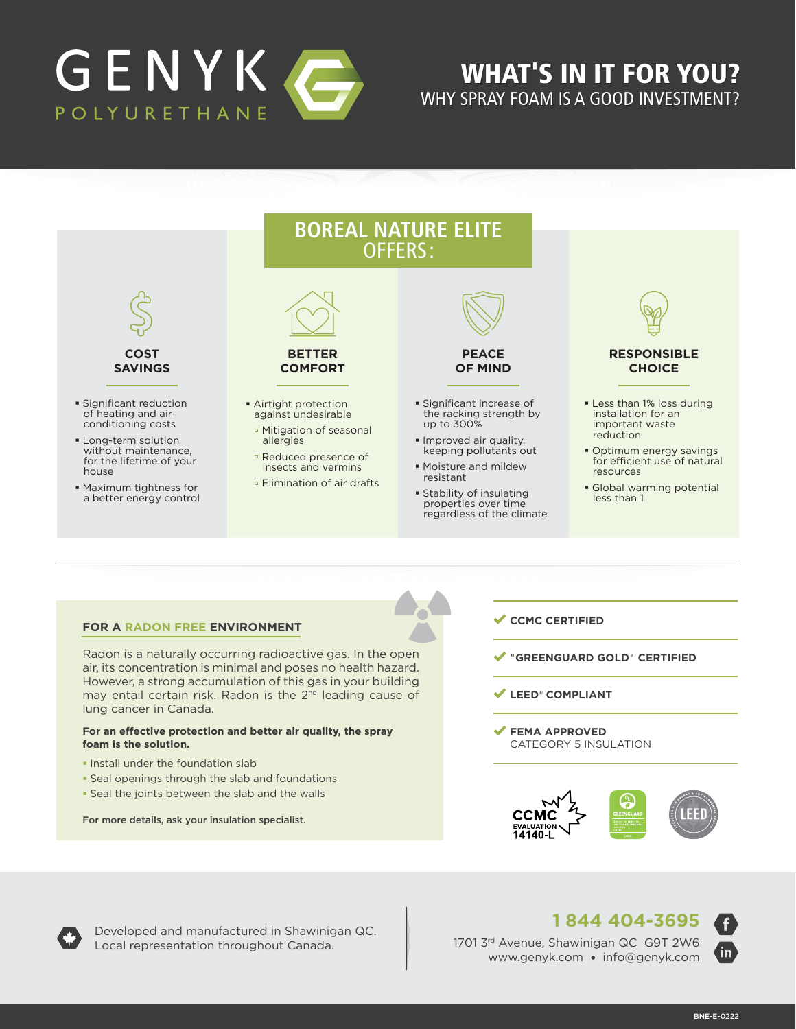# GENYK POLYURETHANE

## WHAT'S IN IT FOR YOU?

WHY SPRAY FOAM IS A GOOD INVESTMENT?

## BOREAL NATURE ELITE OFFERS:

### COST SAVINGS

- Significant reduction of heating and air-conditioning costs
- Long-term solution without maintenance, for the lifetime of your house
- Maximum tightness for a better energy control

### BETTER COMFORT

- Airtight protection against undesirable
  - Mitigation of seasonal allergies
  - Reduced presence of insects and vermins
  - Elimination of air drafts

### PEACE OF MIND

- Significant increase of the racking strength by up to 300%
- Improved air quality, keeping pollutants out
- Moisture and mildew resistant
- Stability of insulating properties over time regardless of the climate

### RESPONSIBLE CHOICE

- Less than 1% loss during installation for an important waste reduction
- Optimum energy savings for efficient use of natural resources
- Global warming potential less than 1

---

### FOR A RADON FREE ENVIRONMENT

Radon is a naturally occurring radioactive gas. In the open air, its concentration is minimal and poses no health hazard. However, a strong accumulation of this gas in your building may entail certain risk. Radon is the 2nd leading cause of lung cancer in Canada.

**For an effective protection and better air quality, the spray foam is the solution.**

- Install under the foundation slab
- Seal openings through the slab and foundations
- Seal the joints between the slab and the walls

For more details, ask your insulation specialist.

- ✔ **CCMC CERTIFIED**
- ✔ **"GREENGUARD GOLD" CERTIFIED**
- ✔ **LEED® COMPLIANT**
- ✔ **FEMA APPROVED** CATEGORY 5 INSULATION

CCMC EVALUATION 14140-L

GREENGUARD

LEED

Developed and manufactured in Shawinigan QC.
Local representation throughout Canada.

**1 844 404-3695**

1701 3rd Avenue, Shawinigan QC G9T 2W6
www.genyk.com • info@genyk.com

BNE-E-0222